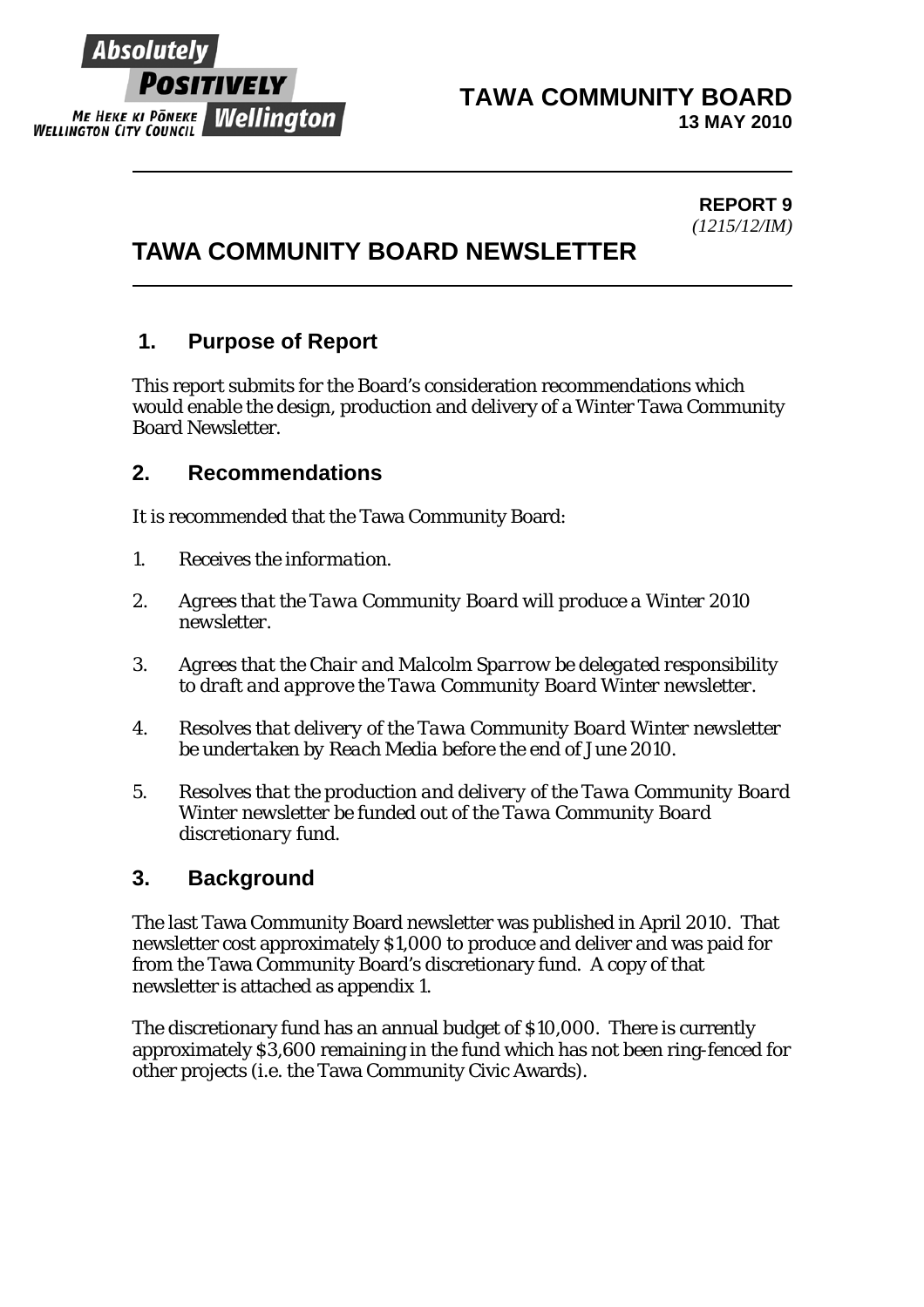**TAWA COMMUNITY BOARD**
**13 MAY 2010**

**REPORT 9**
*(1215/12/IM)*

# TAWA COMMUNITY BOARD NEWSLETTER

## 1. Purpose of Report

This report submits for the Board's consideration recommendations which would enable the design, production and delivery of a Winter Tawa Community Board Newsletter.

## 2. Recommendations

It is recommended that the Tawa Community Board:

1. *Receives the information.*
2. *Agrees that the Tawa Community Board will produce a Winter 2010 newsletter.*
3. *Agrees that the Chair and Malcolm Sparrow be delegated responsibility to draft and approve the Tawa Community Board Winter newsletter.*
4. *Resolves that delivery of the Tawa Community Board Winter newsletter be undertaken by Reach Media before the end of June 2010.*
5. *Resolves that the production and delivery of the Tawa Community Board Winter newsletter be funded out of the Tawa Community Board discretionary fund.*

## 3. Background

The last Tawa Community Board newsletter was published in April 2010. That newsletter cost approximately $1,000 to produce and deliver and was paid for from the Tawa Community Board's discretionary fund. A copy of that newsletter is attached as appendix 1.

The discretionary fund has an annual budget of $10,000. There is currently approximately $3,600 remaining in the fund which has not been ring-fenced for other projects (i.e. the Tawa Community Civic Awards).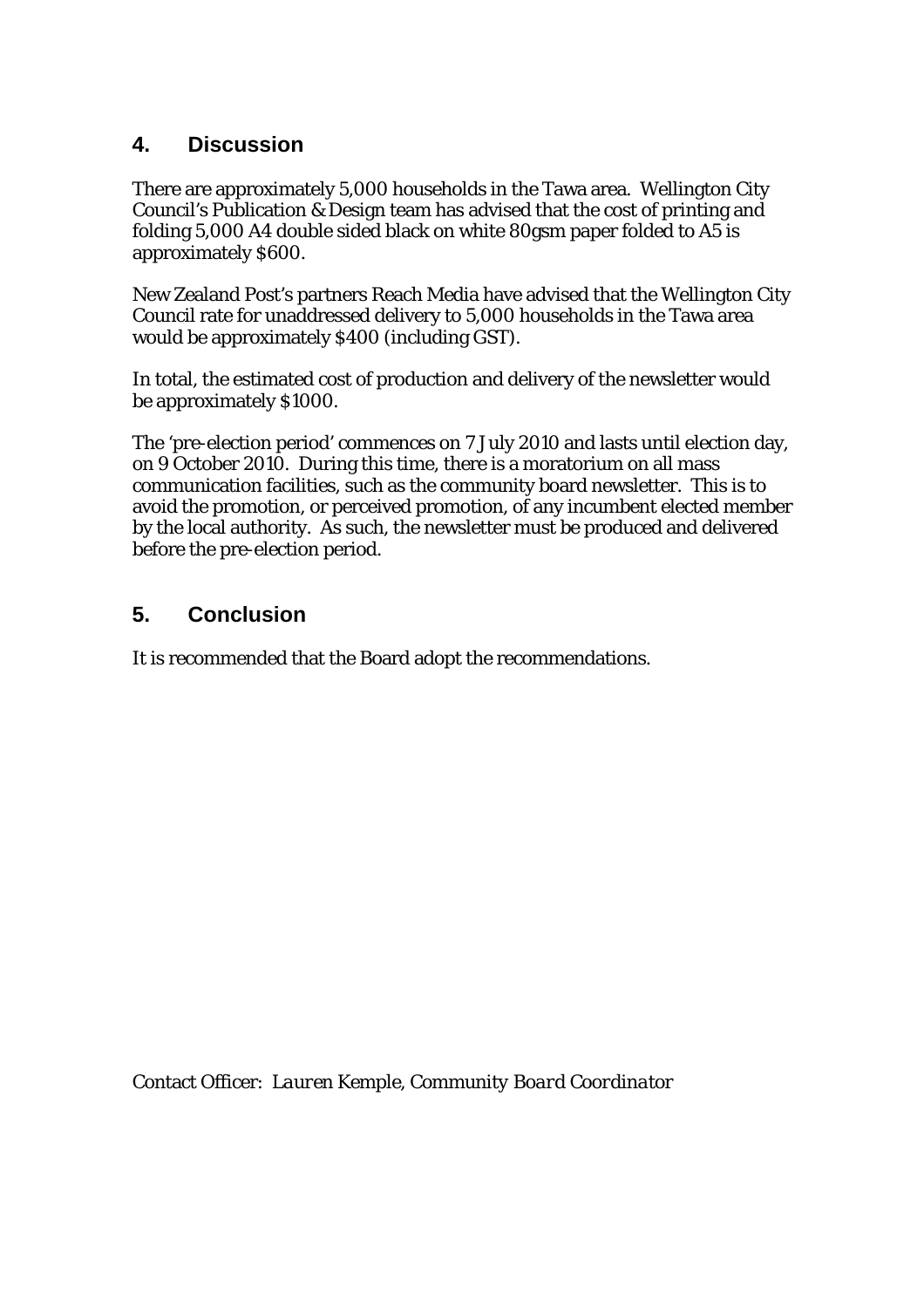## 4. Discussion

There are approximately 5,000 households in the Tawa area. Wellington City Council's Publication & Design team has advised that the cost of printing and folding 5,000 A4 double sided black on white 80gsm paper folded to A5 is approximately $600.

New Zealand Post's partners Reach Media have advised that the Wellington City Council rate for unaddressed delivery to 5,000 households in the Tawa area would be approximately $400 (including GST).

In total, the estimated cost of production and delivery of the newsletter would be approximately $1000.

The 'pre-election period' commences on 7 July 2010 and lasts until election day, on 9 October 2010. During this time, there is a moratorium on all mass communication facilities, such as the community board newsletter. This is to avoid the promotion, or perceived promotion, of any incumbent elected member by the local authority. As such, the newsletter must be produced and delivered before the pre-election period.

## 5. Conclusion

It is recommended that the Board adopt the recommendations.

Contact Officer: *Lauren Kemple, Community Board Coordinator*